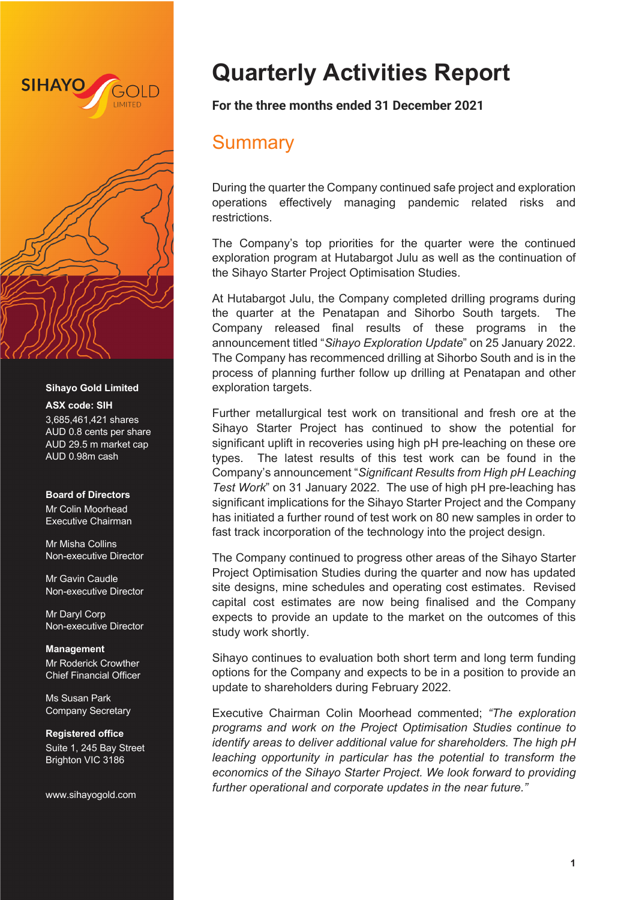# Quarterly Activities Report

**For the three months ended 31 December 2021**

## Summary

During the quarter the Company continued safe project and exploration operations effectively managing pandemic related risks and restrictions.

The Company's top priorities for the quarter were the continued exploration program at Hutabargot Julu as well as the continuation of the Sihayo Starter Project Optimisation Studies.

At Hutabargot Julu, the Company completed drilling programs during the quarter at the Penatapan and Sihorbo South targets. The Company released final results of these programs in the announcement titled "*Sihayo Exploration Update*" on 25 January 2022. The Company has recommenced drilling at Sihorbo South and is in the process of planning further follow up drilling at Penatapan and other exploration targets.

Further metallurgical test work on transitional and fresh ore at the Sihayo Starter Project has continued to show the potential for significant uplift in recoveries using high pH pre-leaching on these ore types. The latest results of this test work can be found in the Company's announcement "*Significant Results from High pH Leaching Test Work*" on 31 January 2022. The use of high pH pre-leaching has significant implications for the Sihayo Starter Project and the Company has initiated a further round of test work on 80 new samples in order to fast track incorporation of the technology into the project design.

The Company continued to progress other areas of the Sihayo Starter Project Optimisation Studies during the quarter and now has updated site designs, mine schedules and operating cost estimates. Revised capital cost estimates are now being finalised and the Company expects to provide an update to the market on the outcomes of this study work shortly.

Sihayo continues to evaluation both short term and long term funding options for the Company and expects to be in a position to provide an update to shareholders during February 2022.

Executive Chairman Colin Moorhead commented; *"The exploration programs and work on the Project Optimisation Studies continue to identify areas to deliver additional value for shareholders. The high pH leaching opportunity in particular has the potential to transform the economics of the Sihayo Starter Project. We look forward to providing further operational and corporate updates in the near future."*

**Sihayo Gold Limited**

**ASX code: SIH**
3,685,461,421 shares
AUD 0.8 cents per share
AUD 29.5 m market cap
AUD 0.98m cash

**Board of Directors**

Mr Colin Moorhead
Executive Chairman

Mr Misha Collins
Non-executive Director

Mr Gavin Caudle
Non-executive Director

Mr Daryl Corp
Non-executive Director

**Management**

Mr Roderick Crowther
Chief Financial Officer

Ms Susan Park
Company Secretary

**Registered office**

Suite 1, 245 Bay Street
Brighton VIC 3186

www.sihayogold.com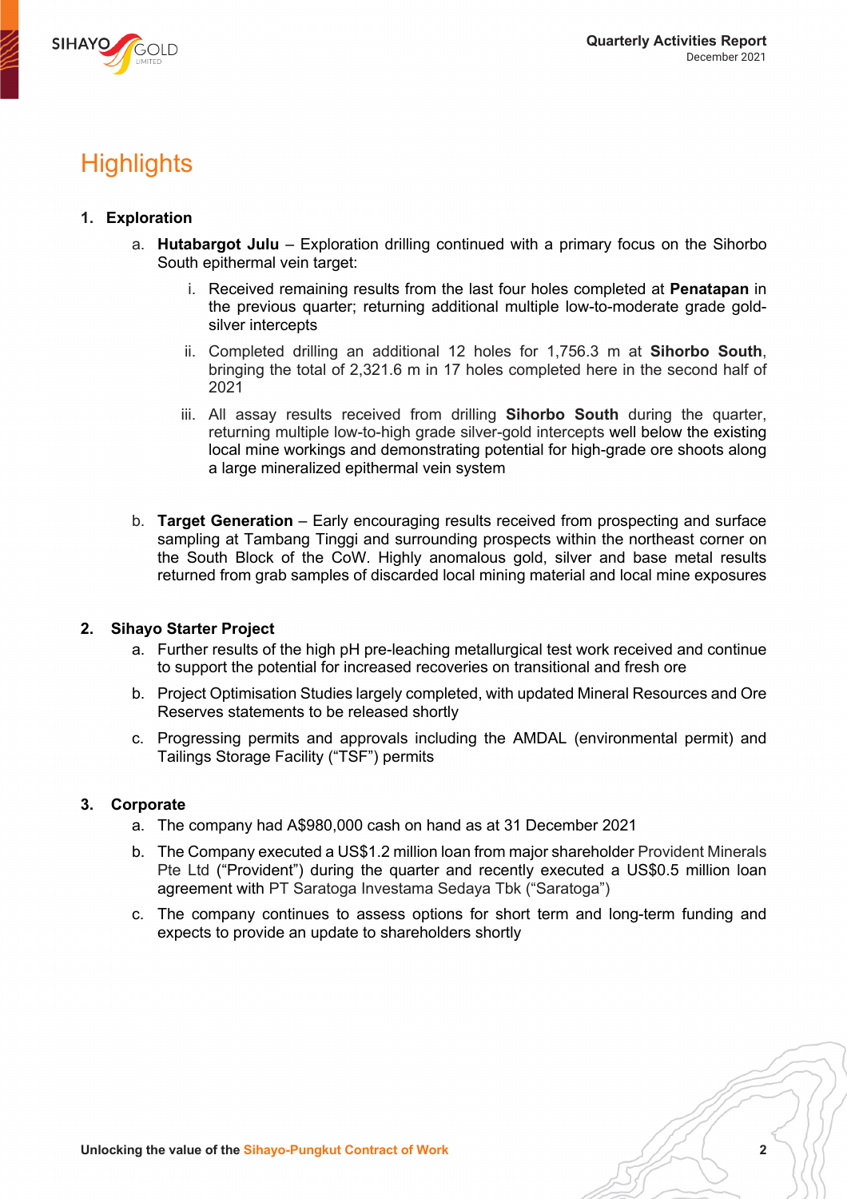# Highlights

1. **Exploration**
   a. **Hutabargot Julu** – Exploration drilling continued with a primary focus on the Sihorbo South epithermal vein target:
      i. Received remaining results from the last four holes completed at **Penatapan** in the previous quarter; returning additional multiple low-to-moderate grade gold-silver intercepts
      ii. Completed drilling an additional 12 holes for 1,756.3 m at **Sihorbo South**, bringing the total of 2,321.6 m in 17 holes completed here in the second half of 2021
      iii. All assay results received from drilling **Sihorbo South** during the quarter, returning multiple low-to-high grade silver-gold intercepts well below the existing local mine workings and demonstrating potential for high-grade ore shoots along a large mineralized epithermal vein system

   b. **Target Generation** – Early encouraging results received from prospecting and surface sampling at Tambang Tinggi and surrounding prospects within the northeast corner on the South Block of the CoW. Highly anomalous gold, silver and base metal results returned from grab samples of discarded local mining material and local mine exposures

2. **Sihayo Starter Project**
   a. Further results of the high pH pre-leaching metallurgical test work received and continue to support the potential for increased recoveries on transitional and fresh ore
   b. Project Optimisation Studies largely completed, with updated Mineral Resources and Ore Reserves statements to be released shortly
   c. Progressing permits and approvals including the AMDAL (environmental permit) and Tailings Storage Facility (“TSF”) permits

3. **Corporate**
   a. The company had A$980,000 cash on hand as at 31 December 2021
   b. The Company executed a US$1.2 million loan from major shareholder Provident Minerals Pte Ltd (“Provident”) during the quarter and recently executed a US$0.5 million loan agreement with PT Saratoga Investama Sedaya Tbk (“Saratoga”)
   c. The company continues to assess options for short term and long-term funding and expects to provide an update to shareholders shortly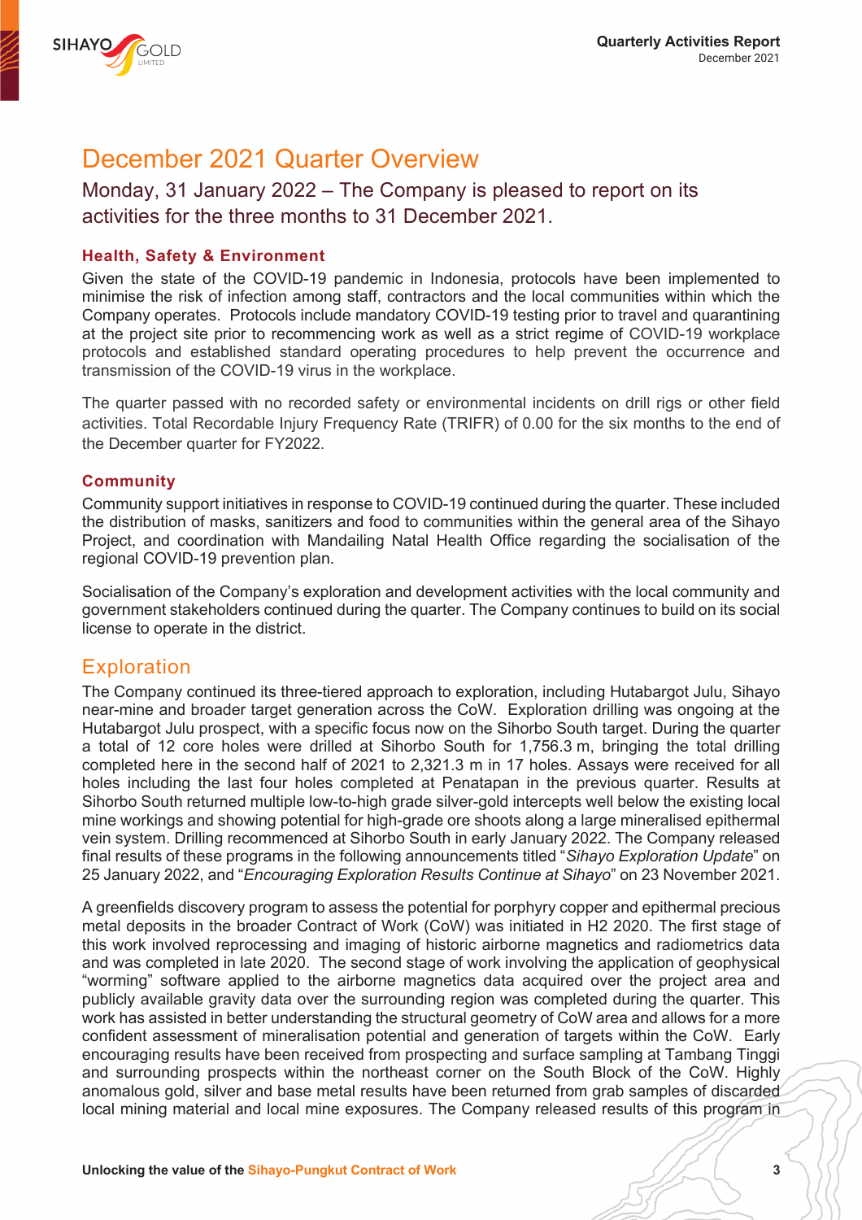# December 2021 Quarter Overview

## Monday, 31 January 2022 – The Company is pleased to report on its activities for the three months to 31 December 2021.

### Health, Safety & Environment

Given the state of the COVID-19 pandemic in Indonesia, protocols have been implemented to minimise the risk of infection among staff, contractors and the local communities within which the Company operates. Protocols include mandatory COVID-19 testing prior to travel and quarantining at the project site prior to recommencing work as well as a strict regime of COVID-19 workplace protocols and established standard operating procedures to help prevent the occurrence and transmission of the COVID-19 virus in the workplace.

The quarter passed with no recorded safety or environmental incidents on drill rigs or other field activities. Total Recordable Injury Frequency Rate (TRIFR) of 0.00 for the six months to the end of the December quarter for FY2022.

### Community

Community support initiatives in response to COVID-19 continued during the quarter. These included the distribution of masks, sanitizers and food to communities within the general area of the Sihayo Project, and coordination with Mandailing Natal Health Office regarding the socialisation of the regional COVID-19 prevention plan.

Socialisation of the Company's exploration and development activities with the local community and government stakeholders continued during the quarter. The Company continues to build on its social license to operate in the district.

## Exploration

The Company continued its three-tiered approach to exploration, including Hutabargot Julu, Sihayo near-mine and broader target generation across the CoW. Exploration drilling was ongoing at the Hutabargot Julu prospect, with a specific focus now on the Sihorbo South target. During the quarter a total of 12 core holes were drilled at Sihorbo South for 1,756.3 m, bringing the total drilling completed here in the second half of 2021 to 2,321.3 m in 17 holes. Assays were received for all holes including the last four holes completed at Penatapan in the previous quarter. Results at Sihorbo South returned multiple low-to-high grade silver-gold intercepts well below the existing local mine workings and showing potential for high-grade ore shoots along a large mineralised epithermal vein system. Drilling recommenced at Sihorbo South in early January 2022. The Company released final results of these programs in the following announcements titled "*Sihayo Exploration Update*" on 25 January 2022, and "*Encouraging Exploration Results Continue at Sihayo*" on 23 November 2021.

A greenfields discovery program to assess the potential for porphyry copper and epithermal precious metal deposits in the broader Contract of Work (CoW) was initiated in H2 2020. The first stage of this work involved reprocessing and imaging of historic airborne magnetics and radiometrics data and was completed in late 2020. The second stage of work involving the application of geophysical "worming" software applied to the airborne magnetics data acquired over the project area and publicly available gravity data over the surrounding region was completed during the quarter. This work has assisted in better understanding the structural geometry of CoW area and allows for a more confident assessment of mineralisation potential and generation of targets within the CoW. Early encouraging results have been received from prospecting and surface sampling at Tambang Tinggi and surrounding prospects within the northeast corner on the South Block of the CoW. Highly anomalous gold, silver and base metal results have been returned from grab samples of discarded local mining material and local mine exposures. The Company released results of this program in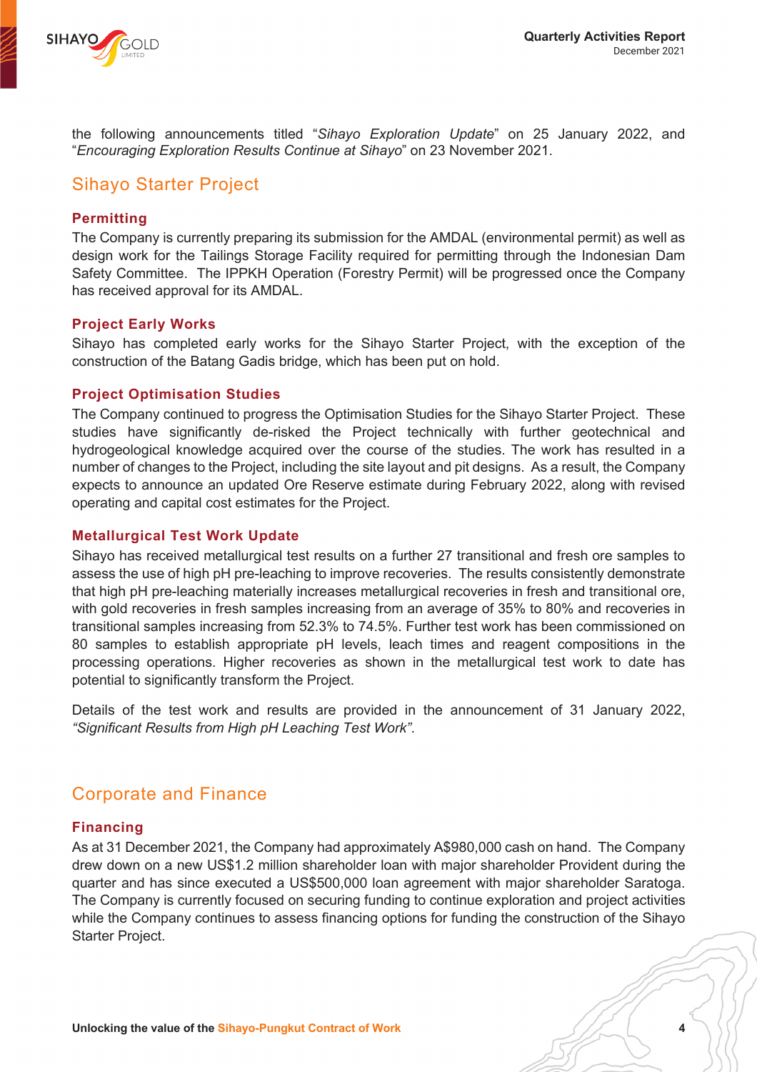the following announcements titled “*Sihayo Exploration Update*” on 25 January 2022, and “*Encouraging Exploration Results Continue at Sihayo*” on 23 November 2021.

## Sihayo Starter Project

### Permitting

The Company is currently preparing its submission for the AMDAL (environmental permit) as well as design work for the Tailings Storage Facility required for permitting through the Indonesian Dam Safety Committee. The IPPKH Operation (Forestry Permit) will be progressed once the Company has received approval for its AMDAL.

### Project Early Works

Sihayo has completed early works for the Sihayo Starter Project, with the exception of the construction of the Batang Gadis bridge, which has been put on hold.

### Project Optimisation Studies

The Company continued to progress the Optimisation Studies for the Sihayo Starter Project. These studies have significantly de-risked the Project technically with further geotechnical and hydrogeological knowledge acquired over the course of the studies. The work has resulted in a number of changes to the Project, including the site layout and pit designs. As a result, the Company expects to announce an updated Ore Reserve estimate during February 2022, along with revised operating and capital cost estimates for the Project.

### Metallurgical Test Work Update

Sihayo has received metallurgical test results on a further 27 transitional and fresh ore samples to assess the use of high pH pre-leaching to improve recoveries. The results consistently demonstrate that high pH pre-leaching materially increases metallurgical recoveries in fresh and transitional ore, with gold recoveries in fresh samples increasing from an average of 35% to 80% and recoveries in transitional samples increasing from 52.3% to 74.5%. Further test work has been commissioned on 80 samples to establish appropriate pH levels, leach times and reagent compositions in the processing operations. Higher recoveries as shown in the metallurgical test work to date has potential to significantly transform the Project.

Details of the test work and results are provided in the announcement of 31 January 2022, *“Significant Results from High pH Leaching Test Work”*.

## Corporate and Finance

### Financing

As at 31 December 2021, the Company had approximately A$980,000 cash on hand. The Company drew down on a new US$1.2 million shareholder loan with major shareholder Provident during the quarter and has since executed a US$500,000 loan agreement with major shareholder Saratoga. The Company is currently focused on securing funding to continue exploration and project activities while the Company continues to assess financing options for funding the construction of the Sihayo Starter Project.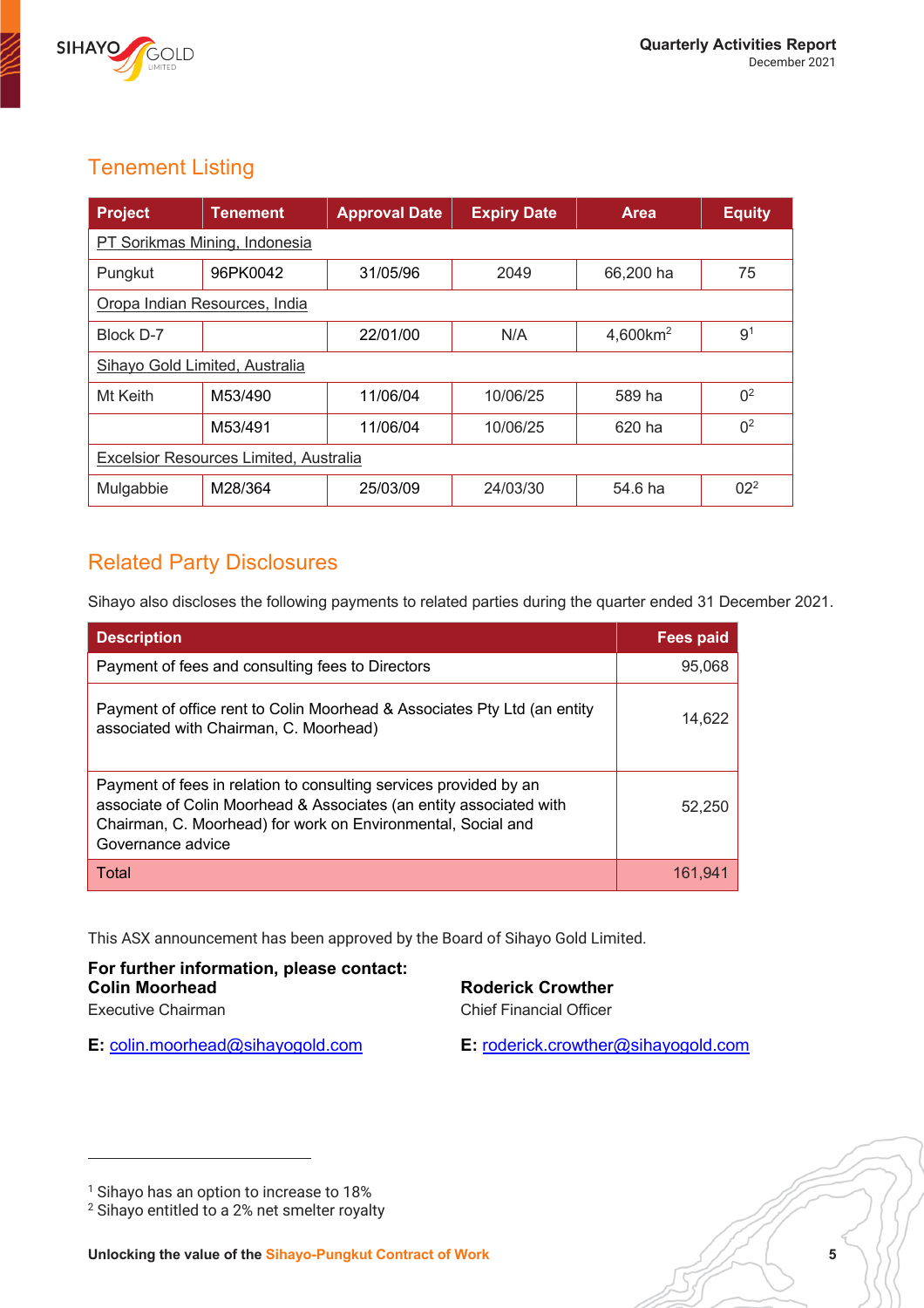## Tenement Listing

| Project | Tenement | Approval Date | Expiry Date | Area | Equity |
|---|---|---|---|---|---|
| PT Sorikmas Mining, Indonesia | | | | | |
| Pungkut | 96PK0042 | 31/05/96 | 2049 | 66,200 ha | 75 |
| Oropa Indian Resources, India | | | | | |
| Block D-7 | | 22/01/00 | N/A | 4,600km$^2$ | 9[1] |
| Sihayo Gold Limited, Australia | | | | | |
| Mt Keith | M53/490 | 11/06/04 | 10/06/25 | 589 ha | 0[2] |
| | M53/491 | 11/06/04 | 10/06/25 | 620 ha | 0[2] |
| Excelsior Resources Limited, Australia | | | | | |
| Mulgabbie | M28/364 | 25/03/09 | 24/03/30 | 54.6 ha | 02[2] |

## Related Party Disclosures

Sihayo also discloses the following payments to related parties during the quarter ended 31 December 2021.

| Description | Fees paid |
|---|---|
| Payment of fees and consulting fees to Directors | 95,068 |
| Payment of office rent to Colin Moorhead & Associates Pty Ltd (an entity associated with Chairman, C. Moorhead) | 14,622 |
| Payment of fees in relation to consulting services provided by an associate of Colin Moorhead & Associates (an entity associated with Chairman, C. Moorhead) for work on Environmental, Social and Governance advice | 52,250 |
| Total | 161,941 |

This ASX announcement has been approved by the Board of Sihayo Gold Limited.

**For further information, please contact:**

**Colin Moorhead**
Executive Chairman

**E:** colin.moorhead@sihayogold.com

**Roderick Crowther**
Chief Financial Officer

**E:** roderick.crowther@sihayogold.com

[1] Sihayo has an option to increase to 18%
[2] Sihayo entitled to a 2% net smelter royalty